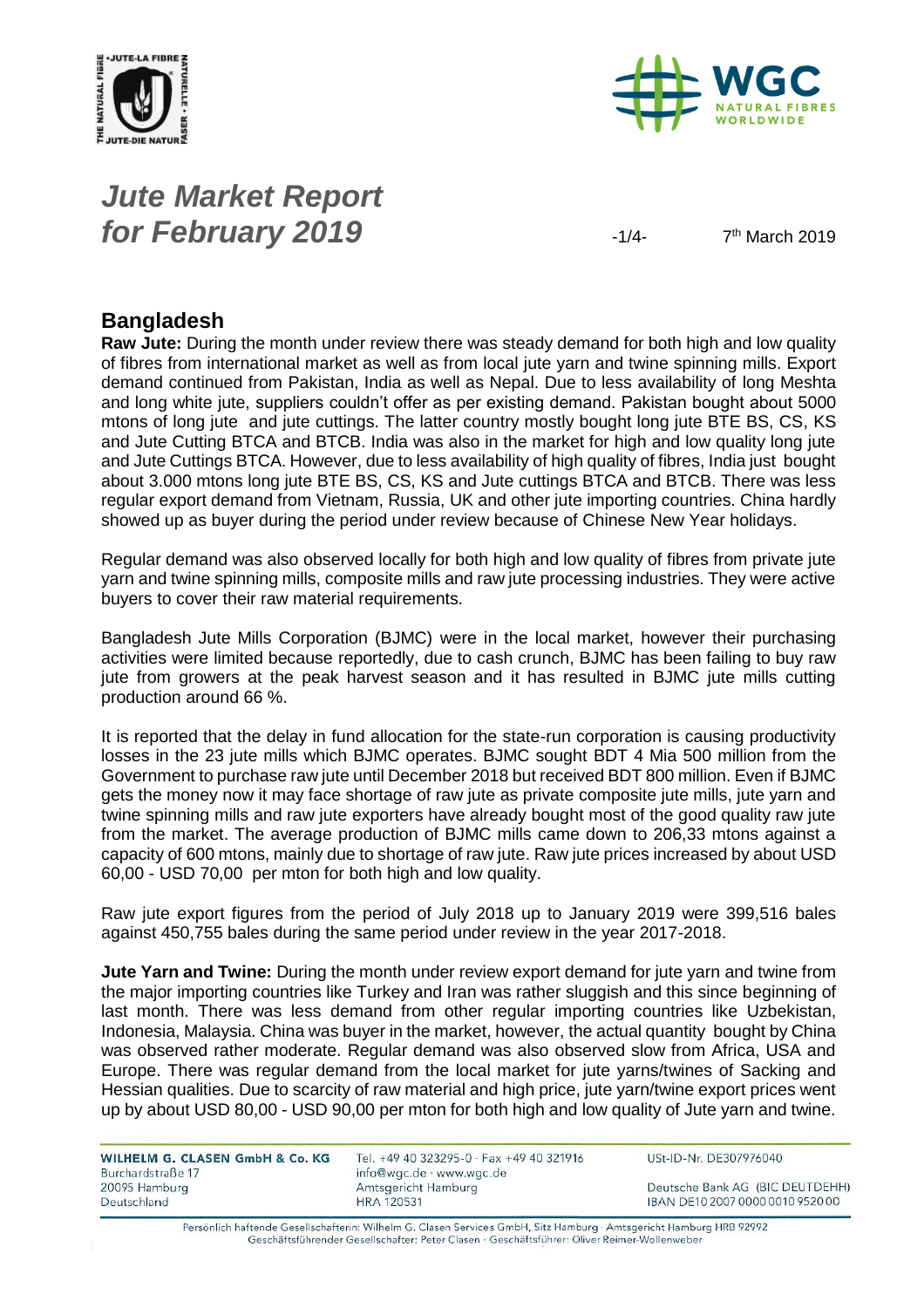# *Jute Market Report for February 2019*

7th March 2019

## Bangladesh

**Raw Jute:** During the month under review there was steady demand for both high and low quality of fibres from international market as well as from local jute yarn and twine spinning mills. Export demand continued from Pakistan, India as well as Nepal. Due to less availability of long Meshta and long white jute, suppliers couldn't offer as per existing demand. Pakistan bought about 5000 mtons of long jute and jute cuttings. The latter country mostly bought long jute BTE BS, CS, KS and Jute Cutting BTCA and BTCB. India was also in the market for high and low quality long jute and Jute Cuttings BTCA. However, due to less availability of high quality of fibres, India just bought about 3.000 mtons long jute BTE BS, CS, KS and Jute cuttings BTCA and BTCB. There was less regular export demand from Vietnam, Russia, UK and other jute importing countries. China hardly showed up as buyer during the period under review because of Chinese New Year holidays.

Regular demand was also observed locally for both high and low quality of fibres from private jute yarn and twine spinning mills, composite mills and raw jute processing industries. They were active buyers to cover their raw material requirements.

Bangladesh Jute Mills Corporation (BJMC) were in the local market, however their purchasing activities were limited because reportedly, due to cash crunch, BJMC has been failing to buy raw jute from growers at the peak harvest season and it has resulted in BJMC jute mills cutting production around 66 %.

It is reported that the delay in fund allocation for the state-run corporation is causing productivity losses in the 23 jute mills which BJMC operates. BJMC sought BDT 4 Mia 500 million from the Government to purchase raw jute until December 2018 but received BDT 800 million. Even if BJMC gets the money now it may face shortage of raw jute as private composite jute mills, jute yarn and twine spinning mills and raw jute exporters have already bought most of the good quality raw jute from the market. The average production of BJMC mills came down to 206,33 mtons against a capacity of 600 mtons, mainly due to shortage of raw jute. Raw jute prices increased by about USD 60,00 - USD 70,00 per mton for both high and low quality.

Raw jute export figures from the period of July 2018 up to January 2019 were 399,516 bales against 450,755 bales during the same period under review in the year 2017-2018.

**Jute Yarn and Twine:** During the month under review export demand for jute yarn and twine from the major importing countries like Turkey and Iran was rather sluggish and this since beginning of last month. There was less demand from other regular importing countries like Uzbekistan, Indonesia, Malaysia. China was buyer in the market, however, the actual quantity bought by China was observed rather moderate. Regular demand was also observed slow from Africa, USA and Europe. There was regular demand from the local market for jute yarns/twines of Sacking and Hessian qualities. Due to scarcity of raw material and high price, jute yarn/twine export prices went up by about USD 80,00 - USD 90,00 per mton for both high and low quality of Jute yarn and twine.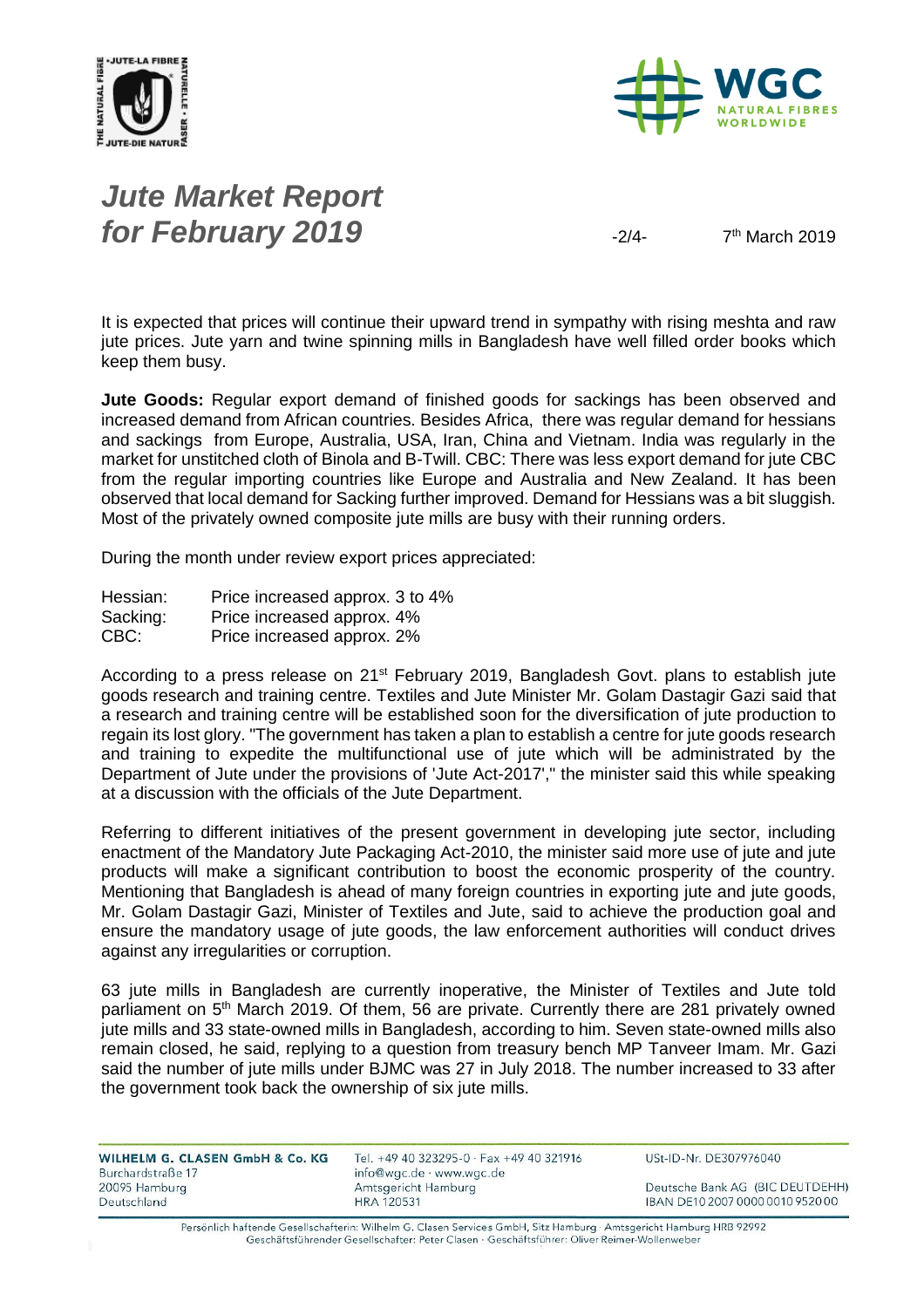It is expected that prices will continue their upward trend in sympathy with rising meshta and raw jute prices. Jute yarn and twine spinning mills in Bangladesh have well filled order books which keep them busy.

**Jute Goods:** Regular export demand of finished goods for sackings has been observed and increased demand from African countries. Besides Africa, there was regular demand for hessians and sackings from Europe, Australia, USA, Iran, China and Vietnam. India was regularly in the market for unstitched cloth of Binola and B-Twill. CBC: There was less export demand for jute CBC from the regular importing countries like Europe and Australia and New Zealand. It has been observed that local demand for Sacking further improved. Demand for Hessians was a bit sluggish. Most of the privately owned composite jute mills are busy with their running orders.

During the month under review export prices appreciated:

| | |
|---|---|
| Hessian: | Price increased approx. 3 to 4% |
| Sacking: | Price increased approx. 4% |
| CBC: | Price increased approx. 2% |

According to a press release on 21st February 2019, Bangladesh Govt. plans to establish jute goods research and training centre. Textiles and Jute Minister Mr. Golam Dastagir Gazi said that a research and training centre will be established soon for the diversification of jute production to regain its lost glory. "The government has taken a plan to establish a centre for jute goods research and training to expedite the multifunctional use of jute which will be administrated by the Department of Jute under the provisions of 'Jute Act-2017'," the minister said this while speaking at a discussion with the officials of the Jute Department.

Referring to different initiatives of the present government in developing jute sector, including enactment of the Mandatory Jute Packaging Act-2010, the minister said more use of jute and jute products will make a significant contribution to boost the economic prosperity of the country. Mentioning that Bangladesh is ahead of many foreign countries in exporting jute and jute goods, Mr. Golam Dastagir Gazi, Minister of Textiles and Jute, said to achieve the production goal and ensure the mandatory usage of jute goods, the law enforcement authorities will conduct drives against any irregularities or corruption.

63 jute mills in Bangladesh are currently inoperative, the Minister of Textiles and Jute told parliament on 5th March 2019. Of them, 56 are private. Currently there are 281 privately owned jute mills and 33 state-owned mills in Bangladesh, according to him. Seven state-owned mills also remain closed, he said, replying to a question from treasury bench MP Tanveer Imam. Mr. Gazi said the number of jute mills under BJMC was 27 in July 2018. The number increased to 33 after the government took back the ownership of six jute mills.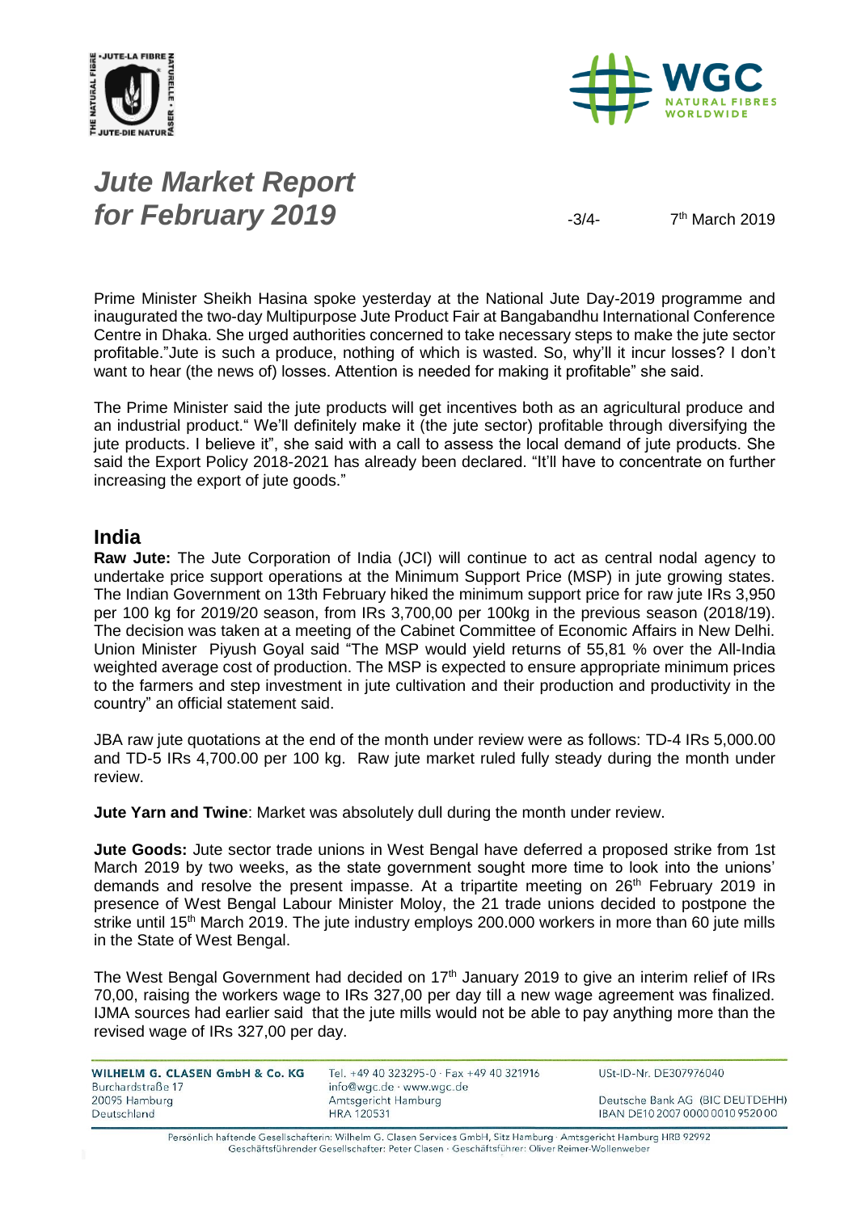Prime Minister Sheikh Hasina spoke yesterday at the National Jute Day-2019 programme and inaugurated the two-day Multipurpose Jute Product Fair at Bangabandhu International Conference Centre in Dhaka. She urged authorities concerned to take necessary steps to make the jute sector profitable."Jute is such a produce, nothing of which is wasted. So, why'll it incur losses? I don't want to hear (the news of) losses. Attention is needed for making it profitable" she said.

The Prime Minister said the jute products will get incentives both as an agricultural produce and an industrial product." We'll definitely make it (the jute sector) profitable through diversifying the jute products. I believe it", she said with a call to assess the local demand of jute products. She said the Export Policy 2018-2021 has already been declared. "It'll have to concentrate on further increasing the export of jute goods."

## India

**Raw Jute:** The Jute Corporation of India (JCI) will continue to act as central nodal agency to undertake price support operations at the Minimum Support Price (MSP) in jute growing states. The Indian Government on 13th February hiked the minimum support price for raw jute IRs 3,950 per 100 kg for 2019/20 season, from IRs 3,700,00 per 100kg in the previous season (2018/19). The decision was taken at a meeting of the Cabinet Committee of Economic Affairs in New Delhi. Union Minister Piyush Goyal said "The MSP would yield returns of 55,81 % over the All-India weighted average cost of production. The MSP is expected to ensure appropriate minimum prices to the farmers and step investment in jute cultivation and their production and productivity in the country" an official statement said.

JBA raw jute quotations at the end of the month under review were as follows: TD-4 IRs 5,000.00 and TD-5 IRs 4,700.00 per 100 kg. Raw jute market ruled fully steady during the month under review.

**Jute Yarn and Twine**: Market was absolutely dull during the month under review.

**Jute Goods:** Jute sector trade unions in West Bengal have deferred a proposed strike from 1st March 2019 by two weeks, as the state government sought more time to look into the unions' demands and resolve the present impasse. At a tripartite meeting on 26th February 2019 in presence of West Bengal Labour Minister Moloy, the 21 trade unions decided to postpone the strike until 15th March 2019. The jute industry employs 200.000 workers in more than 60 jute mills in the State of West Bengal.

The West Bengal Government had decided on 17th January 2019 to give an interim relief of IRs 70,00, raising the workers wage to IRs 327,00 per day till a new wage agreement was finalized. IJMA sources had earlier said that the jute mills would not be able to pay anything more than the revised wage of IRs 327,00 per day.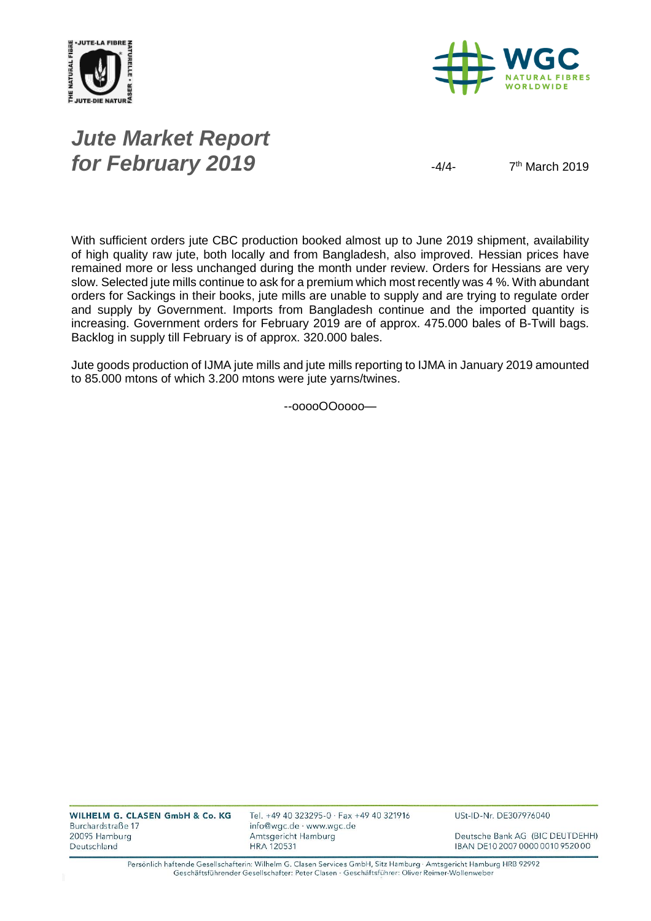With sufficient orders jute CBC production booked almost up to June 2019 shipment, availability of high quality raw jute, both locally and from Bangladesh, also improved. Hessian prices have remained more or less unchanged during the month under review. Orders for Hessians are very slow. Selected jute mills continue to ask for a premium which most recently was 4 %. With abundant orders for Sackings in their books, jute mills are unable to supply and are trying to regulate order and supply by Government. Imports from Bangladesh continue and the imported quantity is increasing. Government orders for February 2019 are of approx. 475.000 bales of B-Twill bags. Backlog in supply till February is of approx. 320.000 bales.

Jute goods production of IJMA jute mills and jute mills reporting to IJMA in January 2019 amounted to 85.000 mtons of which 3.200 mtons were jute yarns/twines.

--ooooOOoooo—